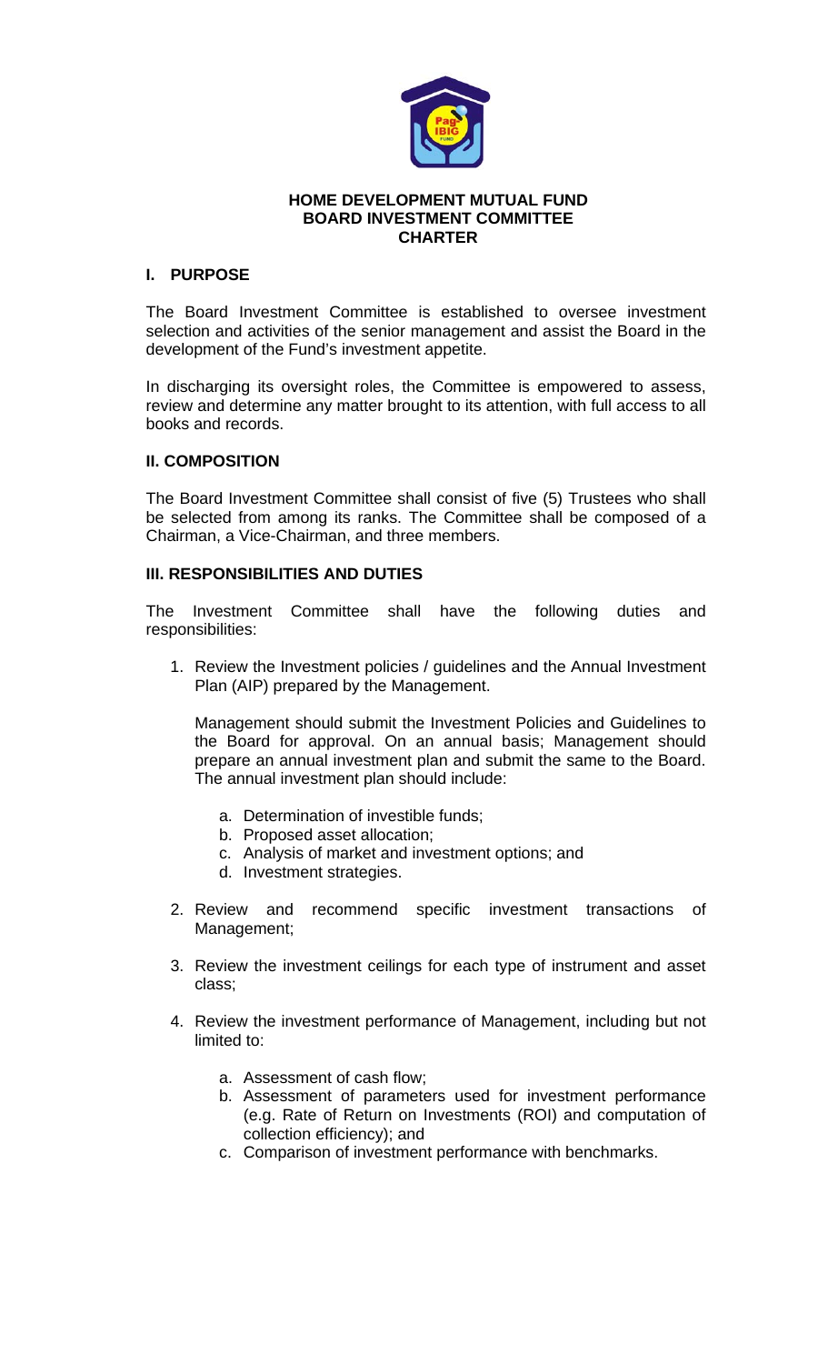# HOME DEVELOPMENT MUTUAL FUND
# BOARD INVESTMENT COMMITTEE
# CHARTER

## I. PURPOSE

The Board Investment Committee is established to oversee investment selection and activities of the senior management and assist the Board in the development of the Fund's investment appetite.

In discharging its oversight roles, the Committee is empowered to assess, review and determine any matter brought to its attention, with full access to all books and records.

## II. COMPOSITION

The Board Investment Committee shall consist of five (5) Trustees who shall be selected from among its ranks. The Committee shall be composed of a Chairman, a Vice-Chairman, and three members.

## III. RESPONSIBILITIES AND DUTIES

The Investment Committee shall have the following duties and responsibilities:

1. Review the Investment policies / guidelines and the Annual Investment Plan (AIP) prepared by the Management.

   Management should submit the Investment Policies and Guidelines to the Board for approval. On an annual basis; Management should prepare an annual investment plan and submit the same to the Board. The annual investment plan should include:

   a. Determination of investible funds;
   b. Proposed asset allocation;
   c. Analysis of market and investment options; and
   d. Investment strategies.

2. Review and recommend specific investment transactions of Management;

3. Review the investment ceilings for each type of instrument and asset class;

4. Review the investment performance of Management, including but not limited to:

   a. Assessment of cash flow;
   b. Assessment of parameters used for investment performance (e.g. Rate of Return on Investments (ROI) and computation of collection efficiency); and
   c. Comparison of investment performance with benchmarks.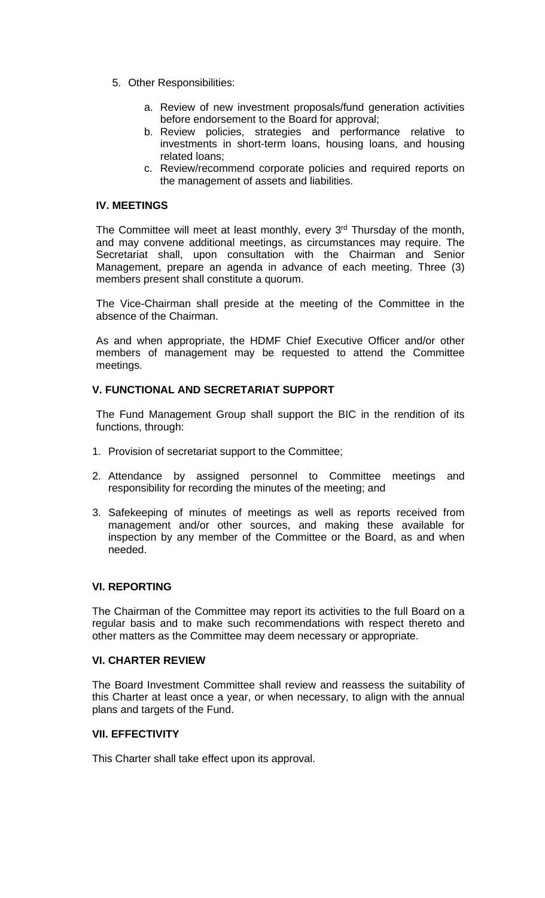5. Other Responsibilities:

    a. Review of new investment proposals/fund generation activities before endorsement to the Board for approval;
    b. Review policies, strategies and performance relative to investments in short-term loans, housing loans, and housing related loans;
    c. Review/recommend corporate policies and required reports on the management of assets and liabilities.

**IV. MEETINGS**

The Committee will meet at least monthly, every 3rd Thursday of the month, and may convene additional meetings, as circumstances may require. The Secretariat shall, upon consultation with the Chairman and Senior Management, prepare an agenda in advance of each meeting. Three (3) members present shall constitute a quorum.

The Vice-Chairman shall preside at the meeting of the Committee in the absence of the Chairman.

As and when appropriate, the HDMF Chief Executive Officer and/or other members of management may be requested to attend the Committee meetings.

**V. FUNCTIONAL AND SECRETARIAT SUPPORT**

The Fund Management Group shall support the BIC in the rendition of its functions, through:

1. Provision of secretariat support to the Committee;

2. Attendance by assigned personnel to Committee meetings and responsibility for recording the minutes of the meeting; and

3. Safekeeping of minutes of meetings as well as reports received from management and/or other sources, and making these available for inspection by any member of the Committee or the Board, as and when needed.

**VI. REPORTING**

The Chairman of the Committee may report its activities to the full Board on a regular basis and to make such recommendations with respect thereto and other matters as the Committee may deem necessary or appropriate.

**VI. CHARTER REVIEW**

The Board Investment Committee shall review and reassess the suitability of this Charter at least once a year, or when necessary, to align with the annual plans and targets of the Fund.

**VII. EFFECTIVITY**

This Charter shall take effect upon its approval.